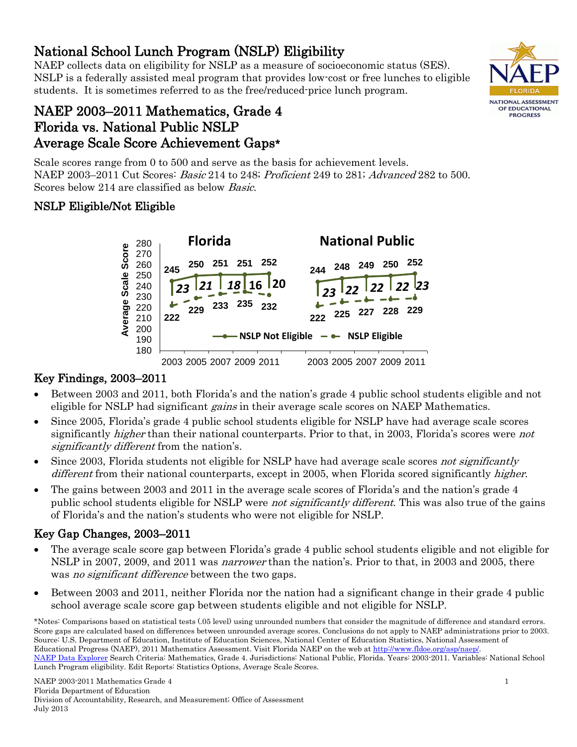# National School Lunch Program (NSLP) Eligibility

NAEP collects data on eligibility for NSLP as a measure of socioeconomic status (SES). NSLP is a federally assisted meal program that provides low-cost or free lunches to eligible students. It is sometimes referred to as the free/reduced-price lunch program.

## NAEP 2003–2011 Mathematics, Grade 4
## Florida vs. National Public NSLP
## Average Scale Score Achievement Gaps*

Scale scores range from 0 to 500 and serve as the basis for achievement levels.
NAEP 2003–2011 Cut Scores: *Basic* 214 to 248; *Proficient* 249 to 281; *Advanced* 282 to 500.
Scores below 214 are classified as below *Basic*.

### NSLP Eligible/Not Eligible

| Jurisdiction | Year | NSLP Not Eligible | NSLP Eligible | Gap |
|---|---|---|---|---|
| Florida | 2003 | 245 | 222 | 23 |
| Florida | 2005 | 250 | 229 | 21 |
| Florida | 2007 | 251 | 233 | 18 |
| Florida | 2009 | 251 | 235 | 16 |
| Florida | 2011 | 252 | 232 | 20 |
| National Public | 2003 | 244 | 222 | 23 |
| National Public | 2005 | 248 | 225 | 22 |
| National Public | 2007 | 249 | 227 | 22 |
| National Public | 2009 | 250 | 228 | 22 |
| National Public | 2011 | 252 | 229 | 23 |

### Key Findings, 2003–2011

- Between 2003 and 2011, both Florida's and the nation's grade 4 public school students eligible and not eligible for NSLP had significant *gains* in their average scale scores on NAEP Mathematics.
- Since 2005, Florida's grade 4 public school students eligible for NSLP have had average scale scores significantly *higher* than their national counterparts. Prior to that, in 2003, Florida's scores were *not significantly different* from the nation's.
- Since 2003, Florida students not eligible for NSLP have had average scale scores *not significantly different* from their national counterparts, except in 2005, when Florida scored significantly *higher*.
- The gains between 2003 and 2011 in the average scale scores of Florida's and the nation's grade 4 public school students eligible for NSLP were *not significantly different*. This was also true of the gains of Florida's and the nation's students who were not eligible for NSLP.

### Key Gap Changes, 2003–2011

- The average scale score gap between Florida's grade 4 public school students eligible and not eligible for NSLP in 2007, 2009, and 2011 was *narrower* than the nation's. Prior to that, in 2003 and 2005, there was *no significant difference* between the two gaps.
- Between 2003 and 2011, neither Florida nor the nation had a significant change in their grade 4 public school average scale score gap between students eligible and not eligible for NSLP.

*Notes: Comparisons based on statistical tests (.05 level) using unrounded numbers that consider the magnitude of difference and standard errors. Score gaps are calculated based on differences between unrounded average scores. Conclusions do not apply to NAEP administrations prior to 2003.
Source: U.S. Department of Education, Institute of Education Sciences, National Center of Education Statistics, National Assessment of Educational Progress (NAEP), 2011 Mathematics Assessment. Visit Florida NAEP on the web at http://www.fldoe.org/asp/naep/.
NAEP Data Explorer Search Criteria: Mathematics, Grade 4. Jurisdictions: National Public, Florida. Years: 2003-2011. Variables: National School Lunch Program eligibility. Edit Reports: Statistics Options, Average Scale Scores.

NAEP 2003-2011 Mathematics Grade 4
Florida Department of Education
Division of Accountability, Research, and Measurement; Office of Assessment
July 2013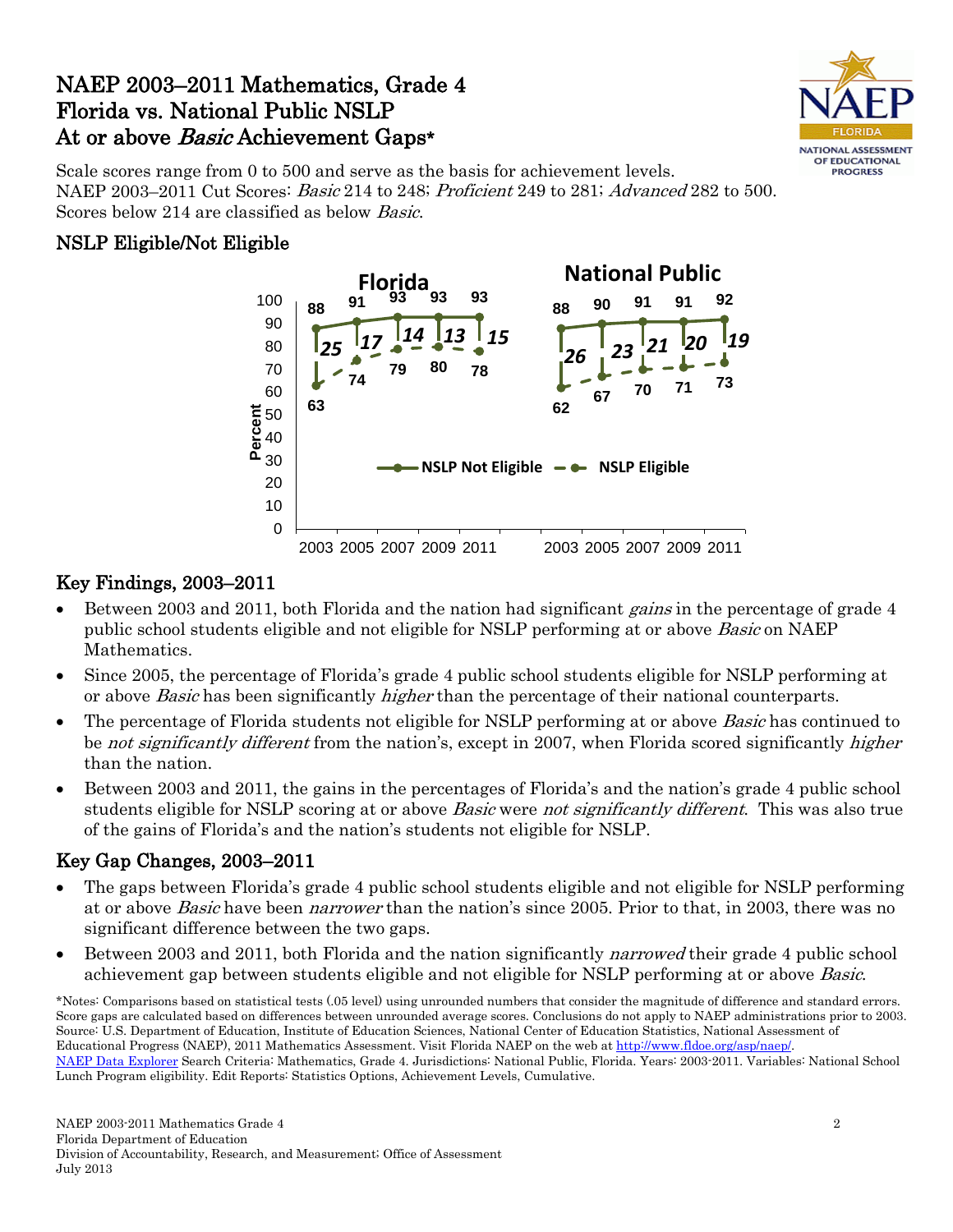# NAEP 2003–2011 Mathematics, Grade 4
# Florida vs. National Public NSLP
# At or above *Basic* Achievement Gaps*

Scale scores range from 0 to 500 and serve as the basis for achievement levels.
NAEP 2003–2011 Cut Scores: *Basic* 214 to 248; *Proficient* 249 to 281; *Advanced* 282 to 500.
Scores below 214 are classified as below *Basic*.

## NSLP Eligible/Not Eligible

| | Florida | | | | | National Public | | | | |
|---|---|---|---|---|---|---|---|---|---|---|
| | 2003 | 2005 | 2007 | 2009 | 2011 | 2003 | 2005 | 2007 | 2009 | 2011 |
| NSLP Not Eligible (Percent) | 88 | 91 | 93 | 93 | 93 | 88 | 90 | 91 | 91 | 92 |
| NSLP Eligible (Percent) | 63 | 74 | 79 | 80 | 78 | 62 | 67 | 70 | 71 | 73 |
| Gap | 25 | 17 | 14 | 13 | 15 | 26 | 23 | 21 | 20 | 19 |

## Key Findings, 2003–2011

- Between 2003 and 2011, both Florida and the nation had significant *gains* in the percentage of grade 4 public school students eligible and not eligible for NSLP performing at or above *Basic* on NAEP Mathematics.
- Since 2005, the percentage of Florida's grade 4 public school students eligible for NSLP performing at or above *Basic* has been significantly *higher* than the percentage of their national counterparts.
- The percentage of Florida students not eligible for NSLP performing at or above *Basic* has continued to be *not significantly different* from the nation's, except in 2007, when Florida scored significantly *higher* than the nation.
- Between 2003 and 2011, the gains in the percentages of Florida's and the nation's grade 4 public school students eligible for NSLP scoring at or above *Basic* were *not significantly different*. This was also true of the gains of Florida's and the nation's students not eligible for NSLP.

## Key Gap Changes, 2003–2011

- The gaps between Florida's grade 4 public school students eligible and not eligible for NSLP performing at or above *Basic* have been *narrower* than the nation's since 2005. Prior to that, in 2003, there was no significant difference between the two gaps.
- Between 2003 and 2011, both Florida and the nation significantly *narrowed* their grade 4 public school achievement gap between students eligible and not eligible for NSLP performing at or above *Basic*.

*Notes: Comparisons based on statistical tests (.05 level) using unrounded numbers that consider the magnitude of difference and standard errors. Score gaps are calculated based on differences between unrounded average scores. Conclusions do not apply to NAEP administrations prior to 2003.
Source: U.S. Department of Education, Institute of Education Sciences, National Center of Education Statistics, National Assessment of Educational Progress (NAEP), 2011 Mathematics Assessment. Visit Florida NAEP on the web at http://www.fldoe.org/asp/naep/.
NAEP Data Explorer Search Criteria: Mathematics, Grade 4. Jurisdictions: National Public, Florida. Years: 2003-2011. Variables: National School Lunch Program eligibility. Edit Reports: Statistics Options, Achievement Levels, Cumulative.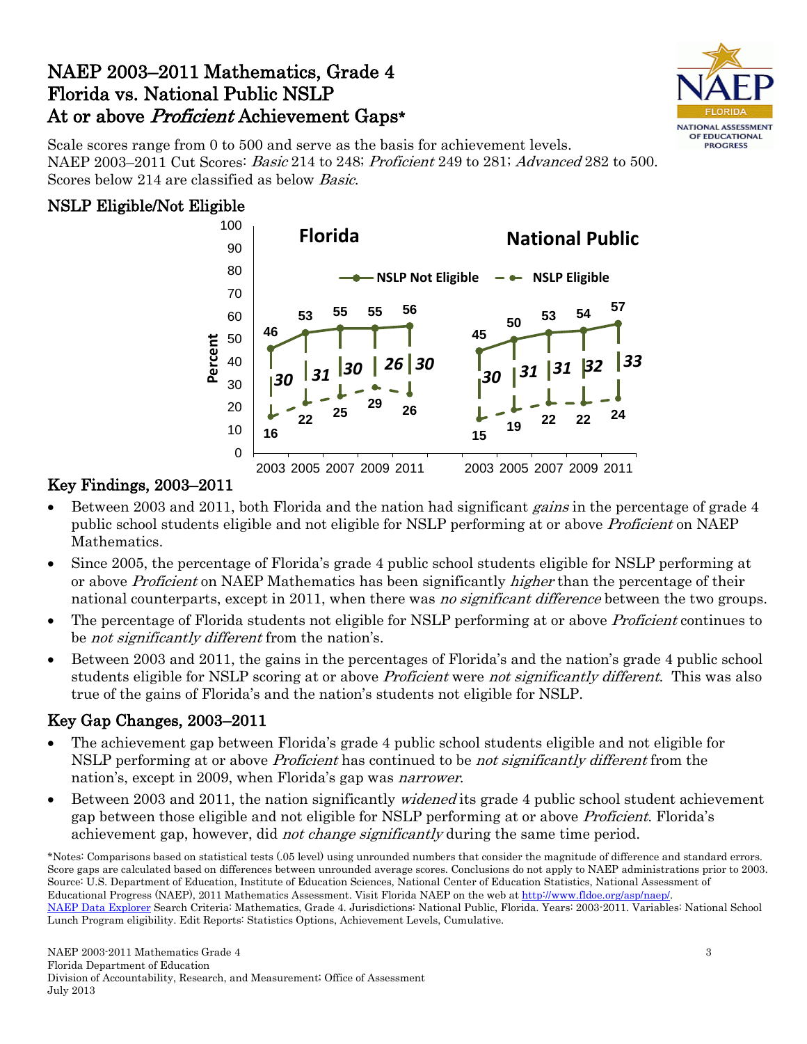# NAEP 2003–2011 Mathematics, Grade 4
# Florida vs. National Public NSLP
# At or above *Proficient* Achievement Gaps*

Scale scores range from 0 to 500 and serve as the basis for achievement levels.
NAEP 2003–2011 Cut Scores: *Basic* 214 to 248; *Proficient* 249 to 281; *Advanced* 282 to 500.
Scores below 214 are classified as below *Basic*.

## NSLP Eligible/Not Eligible

Florida

National Public

NSLP Not Eligible

NSLP Eligible

Percent

100
90
80
70
60
50
40
30
20
10
0

Florida: 46, 53, 55, 55, 56
30, 31, 30, 26, 30
16, 22, 25, 29, 26

National Public: 45, 50, 53, 54, 57
30, 31, 31, 32, 33
15, 19, 22, 22, 24

2003 2005 2007 2009 2011 2003 2005 2007 2009 2011

## Key Findings, 2003–2011

- Between 2003 and 2011, both Florida and the nation had significant *gains* in the percentage of grade 4 public school students eligible and not eligible for NSLP performing at or above *Proficient* on NAEP Mathematics.
- Since 2005, the percentage of Florida's grade 4 public school students eligible for NSLP performing at or above *Proficient* on NAEP Mathematics has been significantly *higher* than the percentage of their national counterparts, except in 2011, when there was *no significant difference* between the two groups.
- The percentage of Florida students not eligible for NSLP performing at or above *Proficient* continues to be *not significantly different* from the nation's.
- Between 2003 and 2011, the gains in the percentages of Florida's and the nation's grade 4 public school students eligible for NSLP scoring at or above *Proficient* were *not significantly different*. This was also true of the gains of Florida's and the nation's students not eligible for NSLP.

## Key Gap Changes, 2003–2011

- The achievement gap between Florida's grade 4 public school students eligible and not eligible for NSLP performing at or above *Proficient* has continued to be *not significantly different* from the nation's, except in 2009, when Florida's gap was *narrower*.
- Between 2003 and 2011, the nation significantly *widened* its grade 4 public school student achievement gap between those eligible and not eligible for NSLP performing at or above *Proficient*. Florida's achievement gap, however, did *not change significantly* during the same time period.

*Notes: Comparisons based on statistical tests (.05 level) using unrounded numbers that consider the magnitude of difference and standard errors. Score gaps are calculated based on differences between unrounded average scores. Conclusions do not apply to NAEP administrations prior to 2003.
Source: U.S. Department of Education, Institute of Education Sciences, National Center of Education Statistics, National Assessment of Educational Progress (NAEP), 2011 Mathematics Assessment. Visit Florida NAEP on the web at http://www.fldoe.org/asp/naep/.
NAEP Data Explorer Search Criteria: Mathematics, Grade 4. Jurisdictions: National Public, Florida. Years: 2003-2011. Variables: National School Lunch Program eligibility. Edit Reports: Statistics Options, Achievement Levels, Cumulative.

NAEP 2003-2011 Mathematics Grade 4
Florida Department of Education
Division of Accountability, Research, and Measurement; Office of Assessment
July 2013